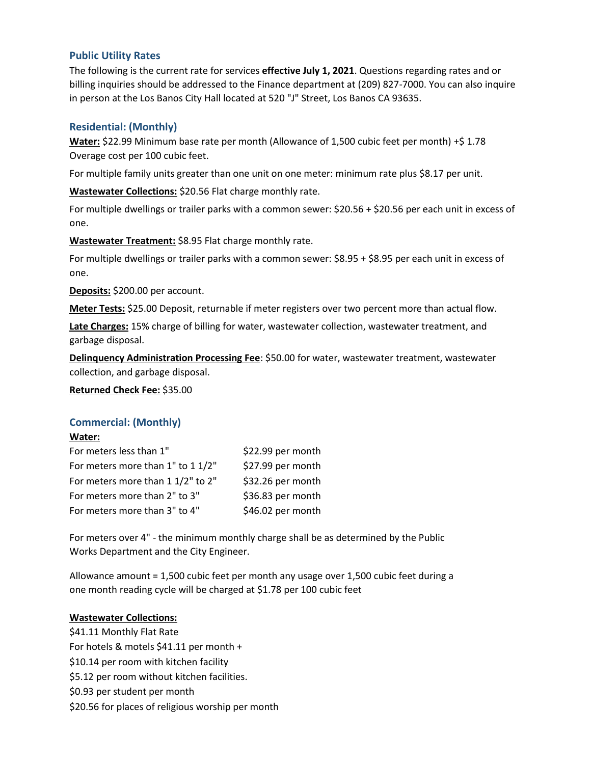## Public Utility Rates

The following is the current rate for services **effective July 1, 2021**. Questions regarding rates and or billing inquiries should be addressed to the Finance department at (209) 827-7000. You can also inquire in person at the Los Banos City Hall located at 520 "J" Street, Los Banos CA 93635.

## Residential: (Monthly)

**Water:** $22.99 Minimum base rate per month (Allowance of 1,500 cubic feet per month) +$ 1.78 Overage cost per 100 cubic feet.

For multiple family units greater than one unit on one meter: minimum rate plus $8.17 per unit.

**Wastewater Collections:** $20.56 Flat charge monthly rate.

For multiple dwellings or trailer parks with a common sewer: $20.56 + $20.56 per each unit in excess of one.

**Wastewater Treatment:** $8.95 Flat charge monthly rate.

For multiple dwellings or trailer parks with a common sewer: $8.95 + $8.95 per each unit in excess of one.

**Deposits:** $200.00 per account.

**Meter Tests:** $25.00 Deposit, returnable if meter registers over two percent more than actual flow.

**Late Charges:** 15% charge of billing for water, wastewater collection, wastewater treatment, and garbage disposal.

**Delinquency Administration Processing Fee**: $50.00 for water, wastewater treatment, wastewater collection, and garbage disposal.

**Returned Check Fee:** $35.00

## Commercial: (Monthly)

**Water:**

| | |
|---|---|
| For meters less than 1" | $22.99 per month |
| For meters more than 1" to 1 1/2" | $27.99 per month |
| For meters more than 1 1/2" to 2" | $32.26 per month |
| For meters more than 2" to 3" | $36.83 per month |
| For meters more than 3" to 4" | $46.02 per month |

For meters over 4" - the minimum monthly charge shall be as determined by the Public Works Department and the City Engineer.

Allowance amount = 1,500 cubic feet per month any usage over 1,500 cubic feet during a one month reading cycle will be charged at $1.78 per 100 cubic feet

**Wastewater Collections:**

$41.11 Monthly Flat Rate
For hotels & motels $41.11 per month +
$10.14 per room with kitchen facility
$5.12 per room without kitchen facilities.
$0.93 per student per month
$20.56 for places of religious worship per month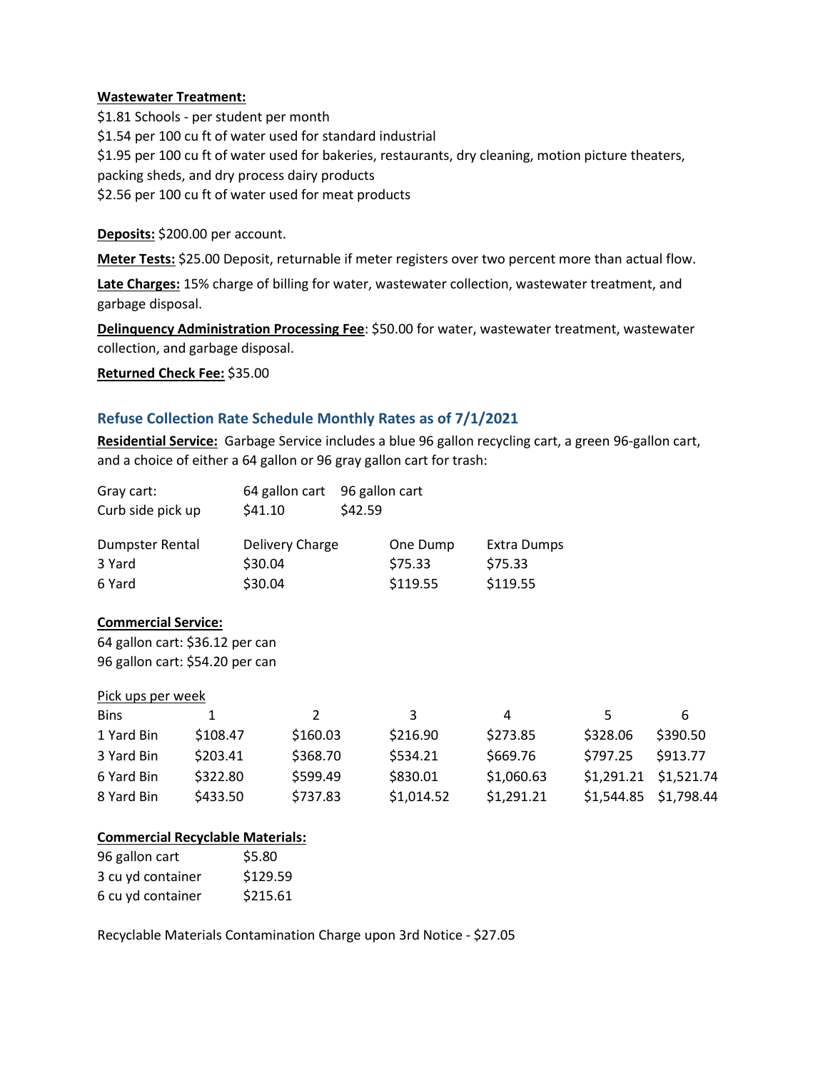**Wastewater Treatment:**
$1.81 Schools - per student per month
$1.54 per 100 cu ft of water used for standard industrial
$1.95 per 100 cu ft of water used for bakeries, restaurants, dry cleaning, motion picture theaters, packing sheds, and dry process dairy products
$2.56 per 100 cu ft of water used for meat products

**Deposits:** $200.00 per account.

**Meter Tests:** $25.00 Deposit, returnable if meter registers over two percent more than actual flow.

**Late Charges:** 15% charge of billing for water, wastewater collection, wastewater treatment, and garbage disposal.

**Delinquency Administration Processing Fee**: $50.00 for water, wastewater treatment, wastewater collection, and garbage disposal.

**Returned Check Fee:** $35.00

## Refuse Collection Rate Schedule Monthly Rates as of 7/1/2021

**Residential Service:** Garbage Service includes a blue 96 gallon recycling cart, a green 96-gallon cart, and a choice of either a 64 gallon or 96 gray gallon cart for trash:

| Gray cart: | 64 gallon cart | 96 gallon cart |
|---|---|---|
| Curb side pick up | $41.10 | $42.59 |

| Dumpster Rental | Delivery Charge | One Dump | Extra Dumps |
|---|---|---|---|
| 3 Yard | $30.04 | $75.33 | $75.33 |
| 6 Yard | $30.04 | $119.55 | $119.55 |

**Commercial Service:**
64 gallon cart: $36.12 per can
96 gallon cart: $54.20 per can

Pick ups per week

| Bins | 1 | 2 | 3 | 4 | 5 | 6 |
|---|---|---|---|---|---|---|
| 1 Yard Bin | $108.47 | $160.03 | $216.90 | $273.85 | $328.06 | $390.50 |
| 3 Yard Bin | $203.41 | $368.70 | $534.21 | $669.76 | $797.25 | $913.77 |
| 6 Yard Bin | $322.80 | $599.49 | $830.01 | $1,060.63 | $1,291.21 | $1,521.74 |
| 8 Yard Bin | $433.50 | $737.83 | $1,014.52 | $1,291.21 | $1,544.85 | $1,798.44 |

**Commercial Recyclable Materials:**

| | |
|---|---|
| 96 gallon cart | $5.80 |
| 3 cu yd container | $129.59 |
| 6 cu yd container | $215.61 |

Recyclable Materials Contamination Charge upon 3rd Notice - $27.05